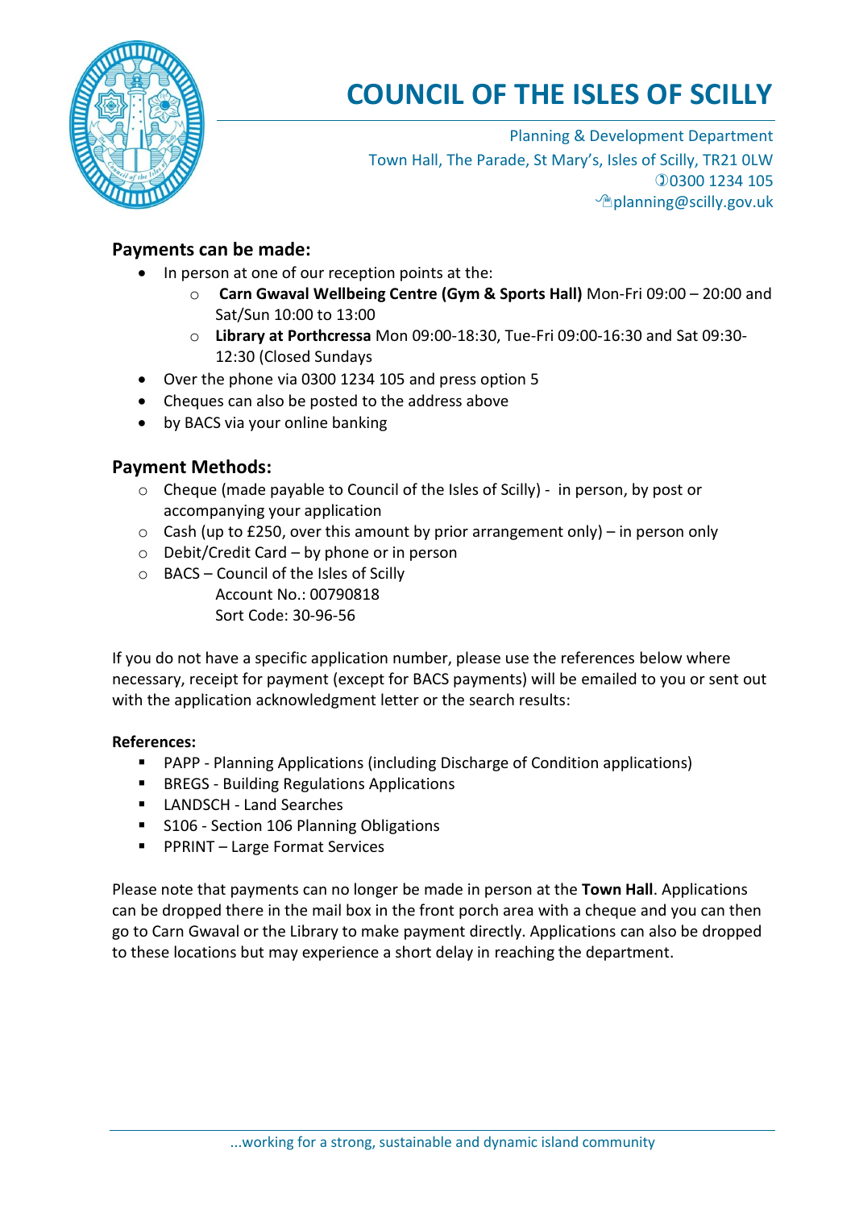# COUNCIL OF THE ISLES OF SCILLY

Planning & Development Department
Town Hall, The Parade, St Mary's, Isles of Scilly, TR21 0LW
0300 1234 105
planning@scilly.gov.uk

## Payments can be made:

- In person at one of our reception points at the:
  - **Carn Gwaval Wellbeing Centre (Gym & Sports Hall)** Mon-Fri 09:00 – 20:00 and Sat/Sun 10:00 to 13:00
  - **Library at Porthcressa** Mon 09:00-18:30, Tue-Fri 09:00-16:30 and Sat 09:30-12:30 (Closed Sundays
- Over the phone via 0300 1234 105 and press option 5
- Cheques can also be posted to the address above
- by BACS via your online banking

## Payment Methods:

- Cheque (made payable to Council of the Isles of Scilly) - in person, by post or accompanying your application
- Cash (up to £250, over this amount by prior arrangement only) – in person only
- Debit/Credit Card – by phone or in person
- BACS – Council of the Isles of Scilly
  Account No.: 00790818
  Sort Code: 30-96-56

If you do not have a specific application number, please use the references below where necessary, receipt for payment (except for BACS payments) will be emailed to you or sent out with the application acknowledgment letter or the search results:

**References:**

- PAPP - Planning Applications (including Discharge of Condition applications)
- BREGS - Building Regulations Applications
- LANDSCH - Land Searches
- S106 - Section 106 Planning Obligations
- PPRINT – Large Format Services

Please note that payments can no longer be made in person at the **Town Hall**. Applications can be dropped there in the mail box in the front porch area with a cheque and you can then go to Carn Gwaval or the Library to make payment directly. Applications can also be dropped to these locations but may experience a short delay in reaching the department.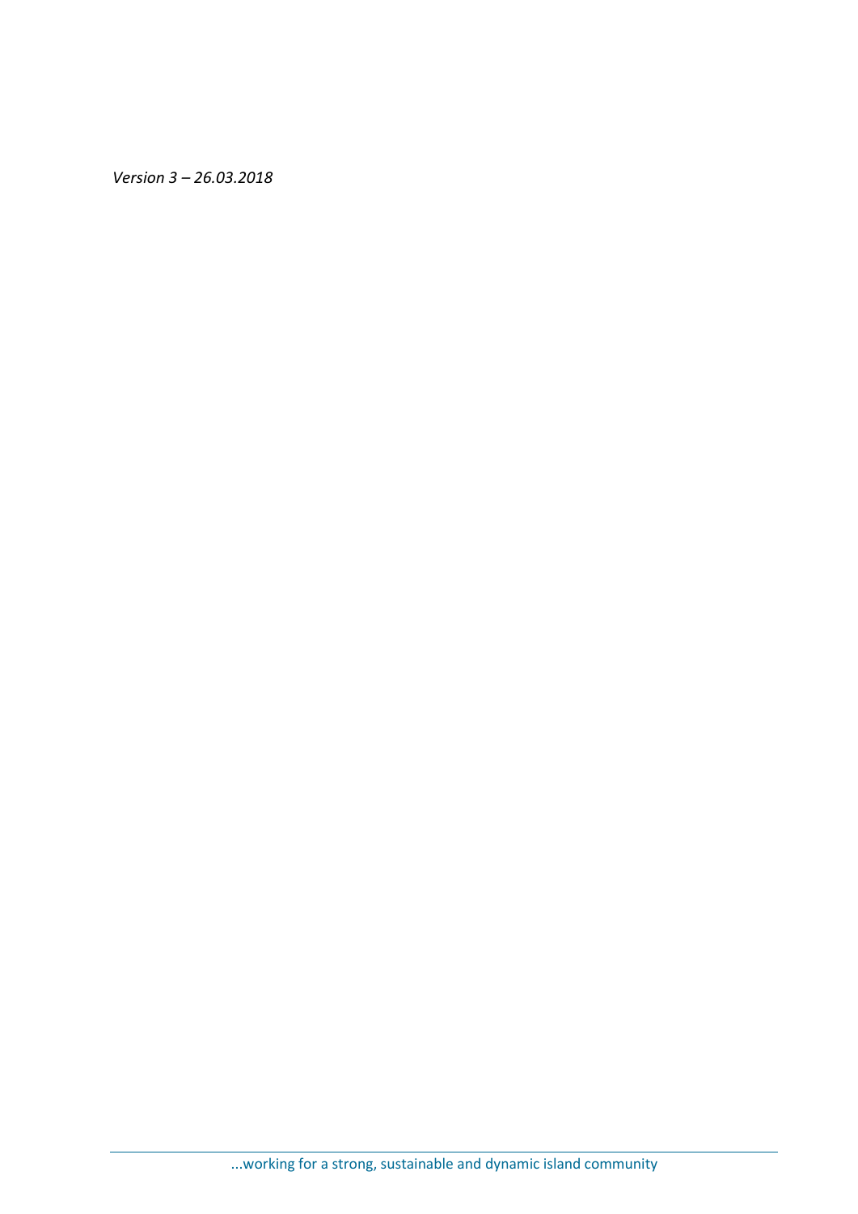*Version 3 – 26.03.2018*